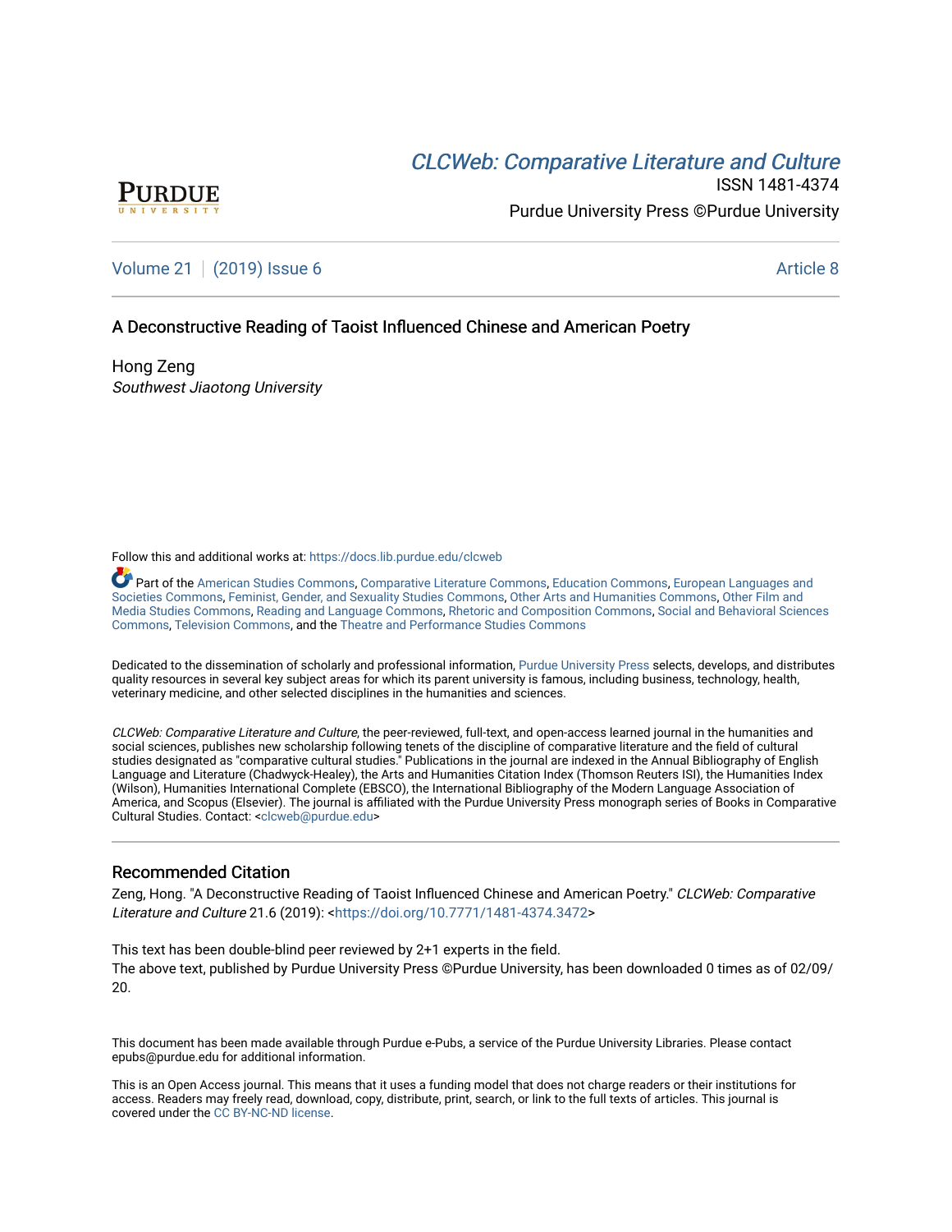PURDUE UNIVERSITY

*CLCWeb: Comparative Literature and Culture*

ISSN 1481-4374

Purdue University Press ©Purdue University

Volume 21 | (2019) Issue 6 Article 8

# A Deconstructive Reading of Taoist Influenced Chinese and American Poetry

Hong Zeng

*Southwest Jiaotong University*

Follow this and additional works at: https://docs.lib.purdue.edu/clcweb

Part of the American Studies Commons, Comparative Literature Commons, Education Commons, European Languages and Societies Commons, Feminist, Gender, and Sexuality Studies Commons, Other Arts and Humanities Commons, Other Film and Media Studies Commons, Reading and Language Commons, Rhetoric and Composition Commons, Social and Behavioral Sciences Commons, Television Commons, and the Theatre and Performance Studies Commons

Dedicated to the dissemination of scholarly and professional information, Purdue University Press selects, develops, and distributes quality resources in several key subject areas for which its parent university is famous, including business, technology, health, veterinary medicine, and other selected disciplines in the humanities and sciences.

*CLCWeb: Comparative Literature and Culture*, the peer-reviewed, full-text, and open-access learned journal in the humanities and social sciences, publishes new scholarship following tenets of the discipline of comparative literature and the field of cultural studies designated as "comparative cultural studies." Publications in the journal are indexed in the Annual Bibliography of English Language and Literature (Chadwyck-Healey), the Arts and Humanities Citation Index (Thomson Reuters ISI), the Humanities Index (Wilson), Humanities International Complete (EBSCO), the International Bibliography of the Modern Language Association of America, and Scopus (Elsevier). The journal is affiliated with the Purdue University Press monograph series of Books in Comparative Cultural Studies. Contact: <clcweb@purdue.edu>

## Recommended Citation

Zeng, Hong. "A Deconstructive Reading of Taoist Influenced Chinese and American Poetry." *CLCWeb: Comparative Literature and Culture* 21.6 (2019): <https://doi.org/10.7771/1481-4374.3472>

This text has been double-blind peer reviewed by 2+1 experts in the field.

The above text, published by Purdue University Press ©Purdue University, has been downloaded 0 times as of 02/09/20.

This document has been made available through Purdue e-Pubs, a service of the Purdue University Libraries. Please contact epubs@purdue.edu for additional information.

This is an Open Access journal. This means that it uses a funding model that does not charge readers or their institutions for access. Readers may freely read, download, copy, distribute, print, search, or link to the full texts of articles. This journal is covered under the CC BY-NC-ND license.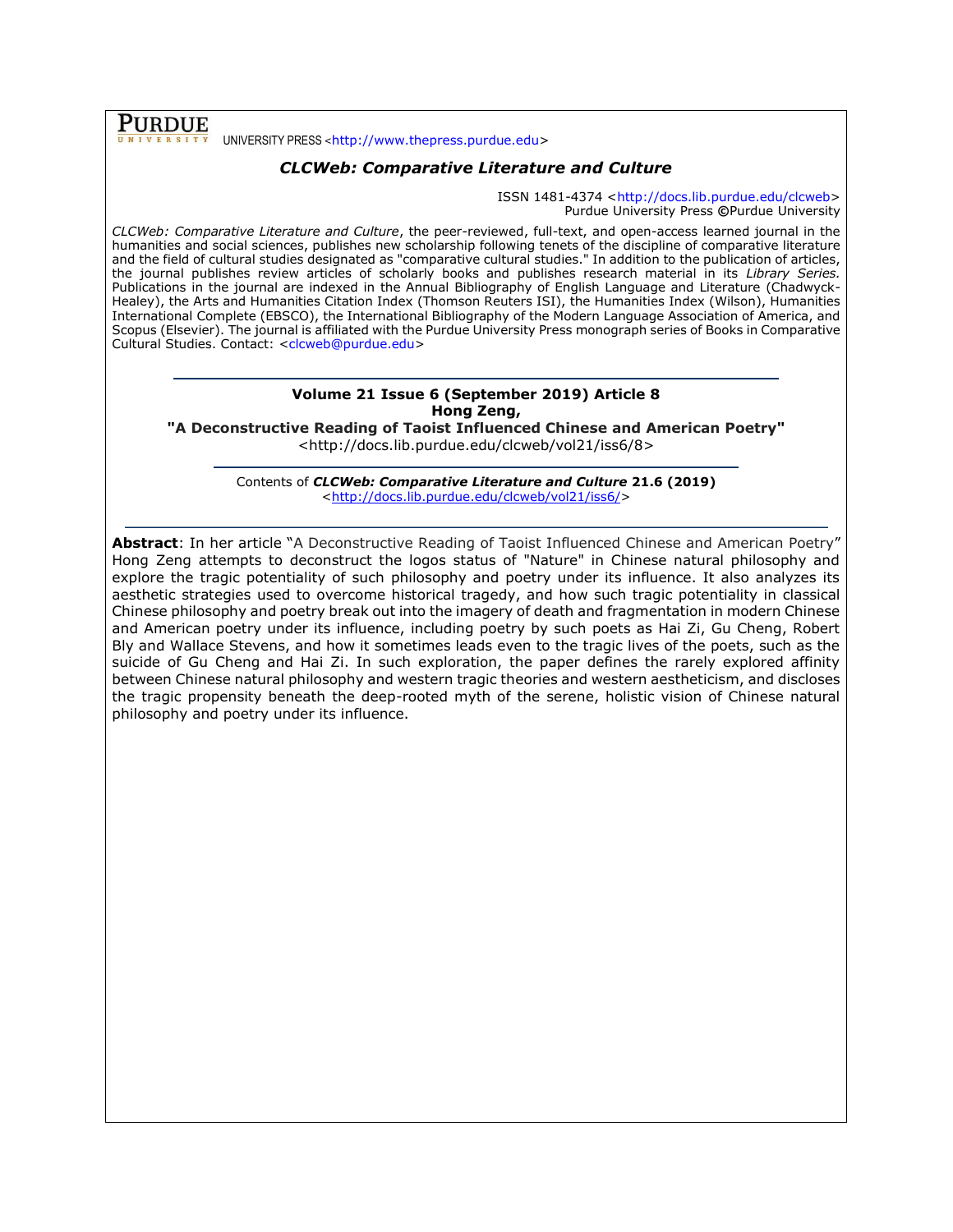**PURDUE** UNIVERSITY PRESS <http://www.thepress.purdue.edu>

## *CLCWeb: Comparative Literature and Culture*

ISSN 1481-4374 <http://docs.lib.purdue.edu/clcweb>
Purdue University Press ©Purdue University

*CLCWeb: Comparative Literature and Culture*, the peer-reviewed, full-text, and open-access learned journal in the humanities and social sciences, publishes new scholarship following tenets of the discipline of comparative literature and the field of cultural studies designated as "comparative cultural studies." In addition to the publication of articles, the journal publishes review articles of scholarly books and publishes research material in its *Library Series.* Publications in the journal are indexed in the Annual Bibliography of English Language and Literature (Chadwyck-Healey), the Arts and Humanities Citation Index (Thomson Reuters ISI), the Humanities Index (Wilson), Humanities International Complete (EBSCO), the International Bibliography of the Modern Language Association of America, and Scopus (Elsevier). The journal is affiliated with the Purdue University Press monograph series of Books in Comparative Cultural Studies. Contact: <clcweb@purdue.edu>

---

**Volume 21 Issue 6 (September 2019) Article 8**
**Hong Zeng,**
**"A Deconstructive Reading of Taoist Influenced Chinese and American Poetry"**
<http://docs.lib.purdue.edu/clcweb/vol21/iss6/8>

---

Contents of ***CLCWeb: Comparative Literature and Culture* 21.6 (2019)**
<http://docs.lib.purdue.edu/clcweb/vol21/iss6/>

---

**Abstract**: In her article "A Deconstructive Reading of Taoist Influenced Chinese and American Poetry" Hong Zeng attempts to deconstruct the logos status of "Nature" in Chinese natural philosophy and explore the tragic potentiality of such philosophy and poetry under its influence. It also analyzes its aesthetic strategies used to overcome historical tragedy, and how such tragic potentiality in classical Chinese philosophy and poetry break out into the imagery of death and fragmentation in modern Chinese and American poetry under its influence, including poetry by such poets as Hai Zi, Gu Cheng, Robert Bly and Wallace Stevens, and how it sometimes leads even to the tragic lives of the poets, such as the suicide of Gu Cheng and Hai Zi. In such exploration, the paper defines the rarely explored affinity between Chinese natural philosophy and western tragic theories and western aestheticism, and discloses the tragic propensity beneath the deep-rooted myth of the serene, holistic vision of Chinese natural philosophy and poetry under its influence.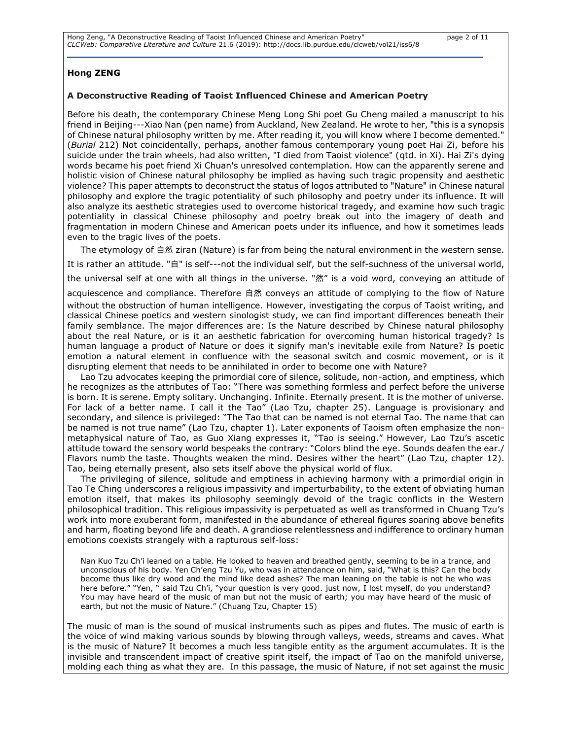**Hong ZENG**

**A Deconstructive Reading of Taoist Influenced Chinese and American Poetry**

Before his death, the contemporary Chinese Meng Long Shi poet Gu Cheng mailed a manuscript to his friend in Beijing---Xiao Nan (pen name) from Auckland, New Zealand. He wrote to her, "this is a synopsis of Chinese natural philosophy written by me. After reading it, you will know where I become demented." (*Burial* 212) Not coincidentally, perhaps, another famous contemporary young poet Hai Zi, before his suicide under the train wheels, had also written, "I died from Taoist violence" (qtd. in Xi). Hai Zi's dying words became his poet friend Xi Chuan's unresolved contemplation. How can the apparently serene and holistic vision of Chinese natural philosophy be implied as having such tragic propensity and aesthetic violence? This paper attempts to deconstruct the status of logos attributed to "Nature" in Chinese natural philosophy and explore the tragic potentiality of such philosophy and poetry under its influence. It will also analyze its aesthetic strategies used to overcome historical tragedy, and examine how such tragic potentiality in classical Chinese philosophy and poetry break out into the imagery of death and fragmentation in modern Chinese and American poets under its influence, and how it sometimes leads even to the tragic lives of the poets.

The etymology of 自然 ziran (Nature) is far from being the natural environment in the western sense. It is rather an attitude. "自" is self---not the individual self, but the self-suchness of the universal world, the universal self at one with all things in the universe. "然" is a void word, conveying an attitude of acquiescence and compliance. Therefore 自然 conveys an attitude of complying to the flow of Nature without the obstruction of human intelligence. However, investigating the corpus of Taoist writing, and classical Chinese poetics and western sinologist study, we can find important differences beneath their family semblance. The major differences are: Is the Nature described by Chinese natural philosophy about the real Nature, or is it an aesthetic fabrication for overcoming human historical tragedy? Is human language a product of Nature or does it signify man's inevitable exile from Nature? Is poetic emotion a natural element in confluence with the seasonal switch and cosmic movement, or is it disrupting element that needs to be annihilated in order to become one with Nature?

Lao Tzu advocates keeping the primordial core of silence, solitude, non-action, and emptiness, which he recognizes as the attributes of Tao: "There was something formless and perfect before the universe is born. It is serene. Empty solitary. Unchanging. Infinite. Eternally present. It is the mother of universe. For lack of a better name. I call it the Tao" (Lao Tzu, chapter 25). Language is provisionary and secondary, and silence is privileged: "The Tao that can be named is not eternal Tao. The name that can be named is not true name" (Lao Tzu, chapter 1). Later exponents of Taoism often emphasize the non-metaphysical nature of Tao, as Guo Xiang expresses it, "Tao is seeing." However, Lao Tzu's ascetic attitude toward the sensory world bespeaks the contrary: "Colors blind the eye. Sounds deafen the ear./ Flavors numb the taste. Thoughts weaken the mind. Desires wither the heart" (Lao Tzu, chapter 12). Tao, being eternally present, also sets itself above the physical world of flux.

The privileging of silence, solitude and emptiness in achieving harmony with a primordial origin in Tao Te Ching underscores a religious impassivity and imperturbability, to the extent of obviating human emotion itself, that makes its philosophy seemingly devoid of the tragic conflicts in the Western philosophical tradition. This religious impassivity is perpetuated as well as transformed in Chuang Tzu's work into more exuberant form, manifested in the abundance of ethereal figures soaring above benefits and harm, floating beyond life and death. A grandiose relentlessness and indifference to ordinary human emotions coexists strangely with a rapturous self-loss:

> Nan Kuo Tzu Ch'i leaned on a table. He looked to heaven and breathed gently, seeming to be in a trance, and unconscious of his body. Yen Ch'eng Tzu Yu, who was in attendance on him, said, "What is this? Can the body become thus like dry wood and the mind like dead ashes? The man leaning on the table is not he who was here before." "Yen, " said Tzu Ch'i, "your question is very good. just now, I lost myself, do you understand? You may have heard of the music of man but not the music of earth; you may have heard of the music of earth, but not the music of Nature." (Chuang Tzu, Chapter 15)

The music of man is the sound of musical instruments such as pipes and flutes. The music of earth is the voice of wind making various sounds by blowing through valleys, weeds, streams and caves. What is the music of Nature? It becomes a much less tangible entity as the argument accumulates. It is the invisible and transcendent impact of creative spirit itself, the impact of Tao on the manifold universe, molding each thing as what they are. In this passage, the music of Nature, if not set against the music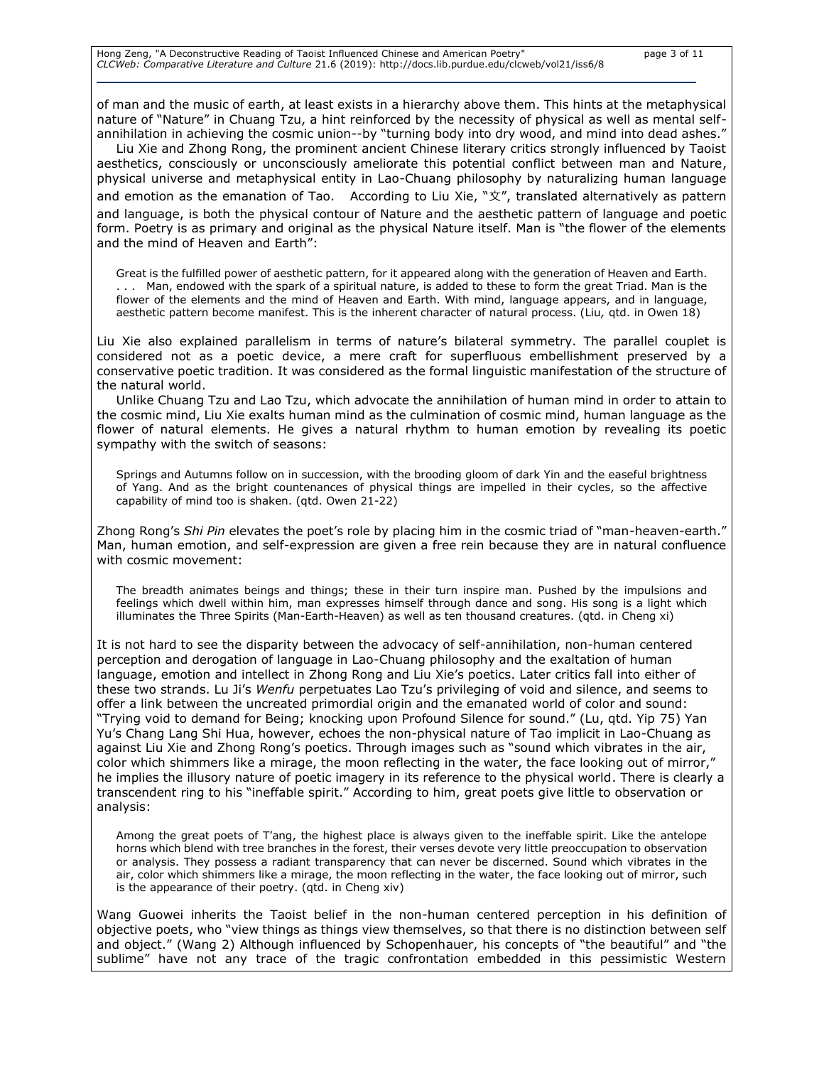of man and the music of earth, at least exists in a hierarchy above them. This hints at the metaphysical nature of "Nature" in Chuang Tzu, a hint reinforced by the necessity of physical as well as mental self-annihilation in achieving the cosmic union--by "turning body into dry wood, and mind into dead ashes."

Liu Xie and Zhong Rong, the prominent ancient Chinese literary critics strongly influenced by Taoist aesthetics, consciously or unconsciously ameliorate this potential conflict between man and Nature, physical universe and metaphysical entity in Lao-Chuang philosophy by naturalizing human language and emotion as the emanation of Tao. According to Liu Xie, "文", translated alternatively as pattern and language, is both the physical contour of Nature and the aesthetic pattern of language and poetic form. Poetry is as primary and original as the physical Nature itself. Man is "the flower of the elements and the mind of Heaven and Earth":

> Great is the fulfilled power of aesthetic pattern, for it appeared along with the generation of Heaven and Earth. . . . Man, endowed with the spark of a spiritual nature, is added to these to form the great Triad. Man is the flower of the elements and the mind of Heaven and Earth. With mind, language appears, and in language, aesthetic pattern become manifest. This is the inherent character of natural process. (Liu, qtd. in Owen 18)

Liu Xie also explained parallelism in terms of nature's bilateral symmetry. The parallel couplet is considered not as a poetic device, a mere craft for superfluous embellishment preserved by a conservative poetic tradition. It was considered as the formal linguistic manifestation of the structure of the natural world.

Unlike Chuang Tzu and Lao Tzu, which advocate the annihilation of human mind in order to attain to the cosmic mind, Liu Xie exalts human mind as the culmination of cosmic mind, human language as the flower of natural elements. He gives a natural rhythm to human emotion by revealing its poetic sympathy with the switch of seasons:

> Springs and Autumns follow on in succession, with the brooding gloom of dark Yin and the easeful brightness of Yang. And as the bright countenances of physical things are impelled in their cycles, so the affective capability of mind too is shaken. (qtd. Owen 21-22)

Zhong Rong's *Shi Pin* elevates the poet's role by placing him in the cosmic triad of "man-heaven-earth." Man, human emotion, and self-expression are given a free rein because they are in natural confluence with cosmic movement:

> The breadth animates beings and things; these in their turn inspire man. Pushed by the impulsions and feelings which dwell within him, man expresses himself through dance and song. His song is a light which illuminates the Three Spirits (Man-Earth-Heaven) as well as ten thousand creatures. (qtd. in Cheng xi)

It is not hard to see the disparity between the advocacy of self-annihilation, non-human centered perception and derogation of language in Lao-Chuang philosophy and the exaltation of human language, emotion and intellect in Zhong Rong and Liu Xie's poetics. Later critics fall into either of these two strands. Lu Ji's *Wenfu* perpetuates Lao Tzu's privileging of void and silence, and seems to offer a link between the uncreated primordial origin and the emanated world of color and sound: "Trying void to demand for Being; knocking upon Profound Silence for sound." (Lu, qtd. Yip 75) Yan Yu's Chang Lang Shi Hua, however, echoes the non-physical nature of Tao implicit in Lao-Chuang as against Liu Xie and Zhong Rong's poetics. Through images such as "sound which vibrates in the air, color which shimmers like a mirage, the moon reflecting in the water, the face looking out of mirror," he implies the illusory nature of poetic imagery in its reference to the physical world. There is clearly a transcendent ring to his "ineffable spirit." According to him, great poets give little to observation or analysis:

> Among the great poets of T'ang, the highest place is always given to the ineffable spirit. Like the antelope horns which blend with tree branches in the forest, their verses devote very little preoccupation to observation or analysis. They possess a radiant transparency that can never be discerned. Sound which vibrates in the air, color which shimmers like a mirage, the moon reflecting in the water, the face looking out of mirror, such is the appearance of their poetry. (qtd. in Cheng xiv)

Wang Guowei inherits the Taoist belief in the non-human centered perception in his definition of objective poets, who "view things as things view themselves, so that there is no distinction between self and object." (Wang 2) Although influenced by Schopenhauer, his concepts of "the beautiful" and "the sublime" have not any trace of the tragic confrontation embedded in this pessimistic Western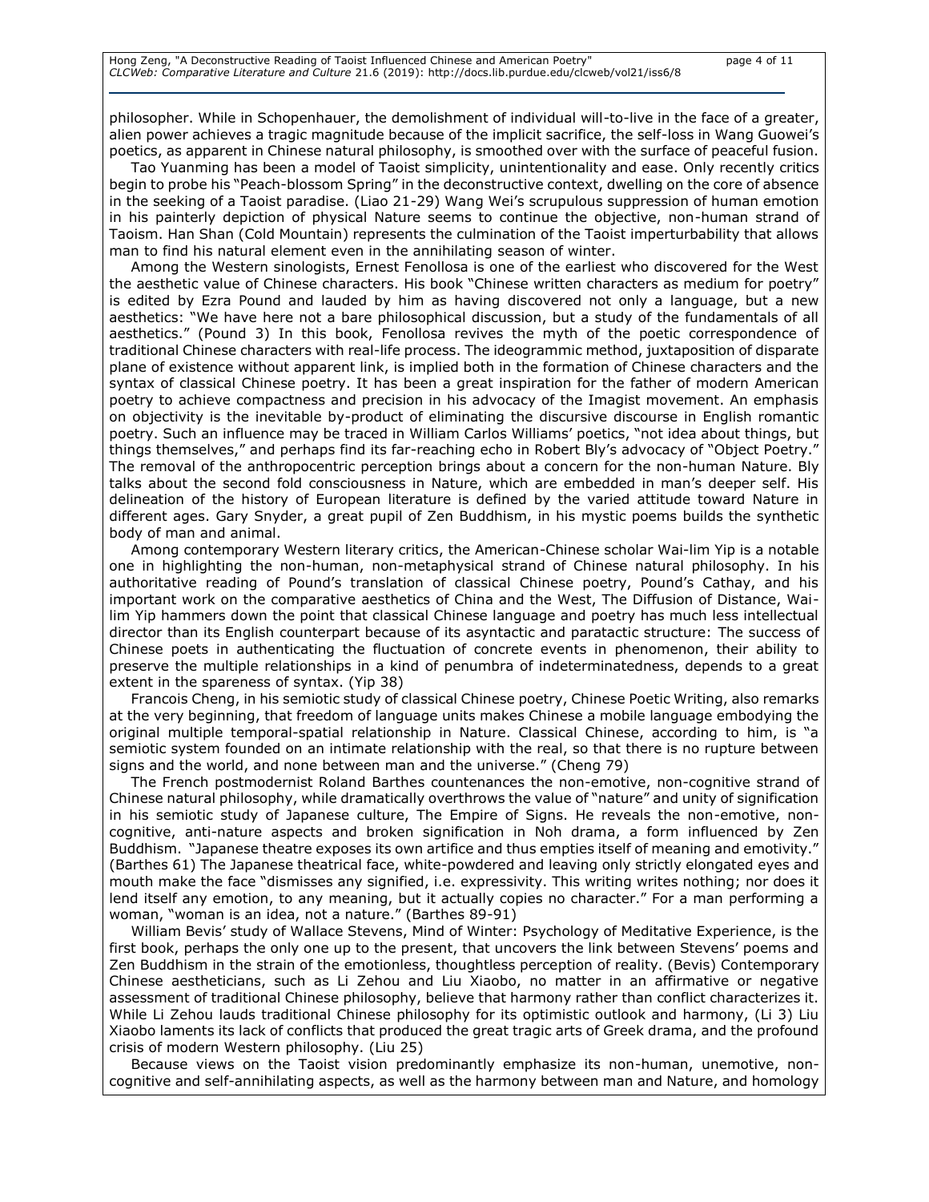philosopher. While in Schopenhauer, the demolishment of individual will-to-live in the face of a greater, alien power achieves a tragic magnitude because of the implicit sacrifice, the self-loss in Wang Guowei's poetics, as apparent in Chinese natural philosophy, is smoothed over with the surface of peaceful fusion.

Tao Yuanming has been a model of Taoist simplicity, unintentionality and ease. Only recently critics begin to probe his "Peach-blossom Spring" in the deconstructive context, dwelling on the core of absence in the seeking of a Taoist paradise. (Liao 21-29) Wang Wei's scrupulous suppression of human emotion in his painterly depiction of physical Nature seems to continue the objective, non-human strand of Taoism. Han Shan (Cold Mountain) represents the culmination of the Taoist imperturbability that allows man to find his natural element even in the annihilating season of winter.

Among the Western sinologists, Ernest Fenollosa is one of the earliest who discovered for the West the aesthetic value of Chinese characters. His book "Chinese written characters as medium for poetry" is edited by Ezra Pound and lauded by him as having discovered not only a language, but a new aesthetics: "We have here not a bare philosophical discussion, but a study of the fundamentals of all aesthetics." (Pound 3) In this book, Fenollosa revives the myth of the poetic correspondence of traditional Chinese characters with real-life process. The ideogrammic method, juxtaposition of disparate plane of existence without apparent link, is implied both in the formation of Chinese characters and the syntax of classical Chinese poetry. It has been a great inspiration for the father of modern American poetry to achieve compactness and precision in his advocacy of the Imagist movement. An emphasis on objectivity is the inevitable by-product of eliminating the discursive discourse in English romantic poetry. Such an influence may be traced in William Carlos Williams' poetics, "not idea about things, but things themselves," and perhaps find its far-reaching echo in Robert Bly's advocacy of "Object Poetry." The removal of the anthropocentric perception brings about a concern for the non-human Nature. Bly talks about the second fold consciousness in Nature, which are embedded in man's deeper self. His delineation of the history of European literature is defined by the varied attitude toward Nature in different ages. Gary Snyder, a great pupil of Zen Buddhism, in his mystic poems builds the synthetic body of man and animal.

Among contemporary Western literary critics, the American-Chinese scholar Wai-lim Yip is a notable one in highlighting the non-human, non-metaphysical strand of Chinese natural philosophy. In his authoritative reading of Pound's translation of classical Chinese poetry, Pound's Cathay, and his important work on the comparative aesthetics of China and the West, The Diffusion of Distance, Wai-lim Yip hammers down the point that classical Chinese language and poetry has much less intellectual director than its English counterpart because of its asyntactic and paratactic structure: The success of Chinese poets in authenticating the fluctuation of concrete events in phenomenon, their ability to preserve the multiple relationships in a kind of penumbra of indeterminatedness, depends to a great extent in the spareness of syntax. (Yip 38)

Francois Cheng, in his semiotic study of classical Chinese poetry, Chinese Poetic Writing, also remarks at the very beginning, that freedom of language units makes Chinese a mobile language embodying the original multiple temporal-spatial relationship in Nature. Classical Chinese, according to him, is "a semiotic system founded on an intimate relationship with the real, so that there is no rupture between signs and the world, and none between man and the universe." (Cheng 79)

The French postmodernist Roland Barthes countenances the non-emotive, non-cognitive strand of Chinese natural philosophy, while dramatically overthrows the value of "nature" and unity of signification in his semiotic study of Japanese culture, The Empire of Signs. He reveals the non-emotive, non-cognitive, anti-nature aspects and broken signification in Noh drama, a form influenced by Zen Buddhism. "Japanese theatre exposes its own artifice and thus empties itself of meaning and emotivity." (Barthes 61) The Japanese theatrical face, white-powdered and leaving only strictly elongated eyes and mouth make the face "dismisses any signified, i.e. expressivity. This writing writes nothing; nor does it lend itself any emotion, to any meaning, but it actually copies no character." For a man performing a woman, "woman is an idea, not a nature." (Barthes 89-91)

William Bevis' study of Wallace Stevens, Mind of Winter: Psychology of Meditative Experience, is the first book, perhaps the only one up to the present, that uncovers the link between Stevens' poems and Zen Buddhism in the strain of the emotionless, thoughtless perception of reality. (Bevis) Contemporary Chinese aestheticians, such as Li Zehou and Liu Xiaobo, no matter in an affirmative or negative assessment of traditional Chinese philosophy, believe that harmony rather than conflict characterizes it. While Li Zehou lauds traditional Chinese philosophy for its optimistic outlook and harmony, (Li 3) Liu Xiaobo laments its lack of conflicts that produced the great tragic arts of Greek drama, and the profound crisis of modern Western philosophy. (Liu 25)

Because views on the Taoist vision predominantly emphasize its non-human, unemotive, non-cognitive and self-annihilating aspects, as well as the harmony between man and Nature, and homology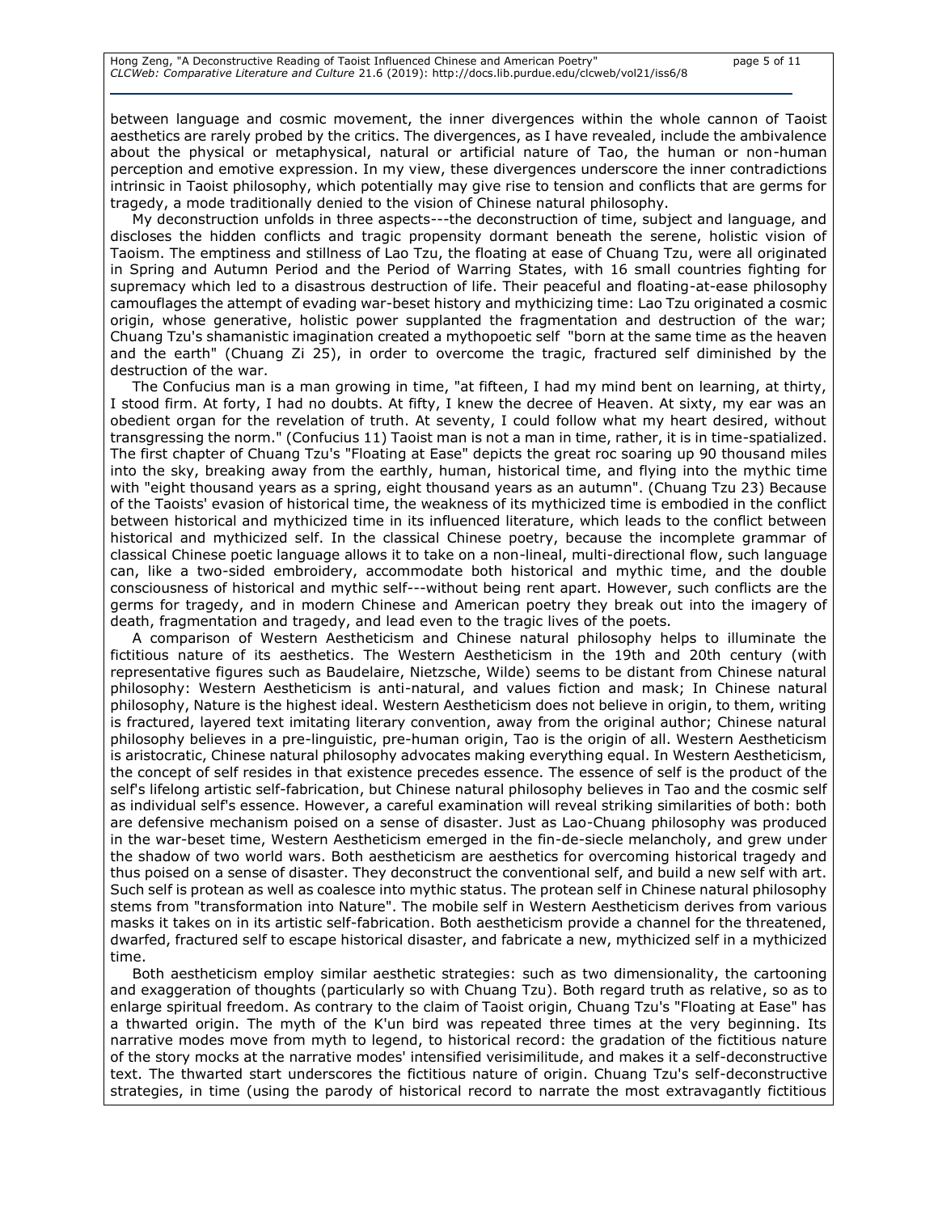between language and cosmic movement, the inner divergences within the whole cannon of Taoist aesthetics are rarely probed by the critics. The divergences, as I have revealed, include the ambivalence about the physical or metaphysical, natural or artificial nature of Tao, the human or non-human perception and emotive expression. In my view, these divergences underscore the inner contradictions intrinsic in Taoist philosophy, which potentially may give rise to tension and conflicts that are germs for tragedy, a mode traditionally denied to the vision of Chinese natural philosophy.

My deconstruction unfolds in three aspects---the deconstruction of time, subject and language, and discloses the hidden conflicts and tragic propensity dormant beneath the serene, holistic vision of Taoism. The emptiness and stillness of Lao Tzu, the floating at ease of Chuang Tzu, were all originated in Spring and Autumn Period and the Period of Warring States, with 16 small countries fighting for supremacy which led to a disastrous destruction of life. Their peaceful and floating-at-ease philosophy camouflages the attempt of evading war-beset history and mythicizing time: Lao Tzu originated a cosmic origin, whose generative, holistic power supplanted the fragmentation and destruction of the war; Chuang Tzu's shamanistic imagination created a mythopoetic self "born at the same time as the heaven and the earth" (Chuang Zi 25), in order to overcome the tragic, fractured self diminished by the destruction of the war.

The Confucius man is a man growing in time, "at fifteen, I had my mind bent on learning, at thirty, I stood firm. At forty, I had no doubts. At fifty, I knew the decree of Heaven. At sixty, my ear was an obedient organ for the revelation of truth. At seventy, I could follow what my heart desired, without transgressing the norm." (Confucius 11) Taoist man is not a man in time, rather, it is in time-spatialized. The first chapter of Chuang Tzu's "Floating at Ease" depicts the great roc soaring up 90 thousand miles into the sky, breaking away from the earthly, human, historical time, and flying into the mythic time with "eight thousand years as a spring, eight thousand years as an autumn". (Chuang Tzu 23) Because of the Taoists' evasion of historical time, the weakness of its mythicized time is embodied in the conflict between historical and mythicized time in its influenced literature, which leads to the conflict between historical and mythicized self. In the classical Chinese poetry, because the incomplete grammar of classical Chinese poetic language allows it to take on a non-lineal, multi-directional flow, such language can, like a two-sided embroidery, accommodate both historical and mythic time, and the double consciousness of historical and mythic self---without being rent apart. However, such conflicts are the germs for tragedy, and in modern Chinese and American poetry they break out into the imagery of death, fragmentation and tragedy, and lead even to the tragic lives of the poets.

A comparison of Western Aestheticism and Chinese natural philosophy helps to illuminate the fictitious nature of its aesthetics. The Western Aestheticism in the 19th and 20th century (with representative figures such as Baudelaire, Nietzsche, Wilde) seems to be distant from Chinese natural philosophy: Western Aestheticism is anti-natural, and values fiction and mask; In Chinese natural philosophy, Nature is the highest ideal. Western Aestheticism does not believe in origin, to them, writing is fractured, layered text imitating literary convention, away from the original author; Chinese natural philosophy believes in a pre-linguistic, pre-human origin, Tao is the origin of all. Western Aestheticism is aristocratic, Chinese natural philosophy advocates making everything equal. In Western Aestheticism, the concept of self resides in that existence precedes essence. The essence of self is the product of the self's lifelong artistic self-fabrication, but Chinese natural philosophy believes in Tao and the cosmic self as individual self's essence. However, a careful examination will reveal striking similarities of both: both are defensive mechanism poised on a sense of disaster. Just as Lao-Chuang philosophy was produced in the war-beset time, Western Aestheticism emerged in the fin-de-siecle melancholy, and grew under the shadow of two world wars. Both aestheticism are aesthetics for overcoming historical tragedy and thus poised on a sense of disaster. They deconstruct the conventional self, and build a new self with art. Such self is protean as well as coalesce into mythic status. The protean self in Chinese natural philosophy stems from "transformation into Nature". The mobile self in Western Aestheticism derives from various masks it takes on in its artistic self-fabrication. Both aestheticism provide a channel for the threatened, dwarfed, fractured self to escape historical disaster, and fabricate a new, mythicized self in a mythicized time.

Both aestheticism employ similar aesthetic strategies: such as two dimensionality, the cartooning and exaggeration of thoughts (particularly so with Chuang Tzu). Both regard truth as relative, so as to enlarge spiritual freedom. As contrary to the claim of Taoist origin, Chuang Tzu's "Floating at Ease" has a thwarted origin. The myth of the K'un bird was repeated three times at the very beginning. Its narrative modes move from myth to legend, to historical record: the gradation of the fictitious nature of the story mocks at the narrative modes' intensified verisimilitude, and makes it a self-deconstructive text. The thwarted start underscores the fictitious nature of origin. Chuang Tzu's self-deconstructive strategies, in time (using the parody of historical record to narrate the most extravagantly fictitious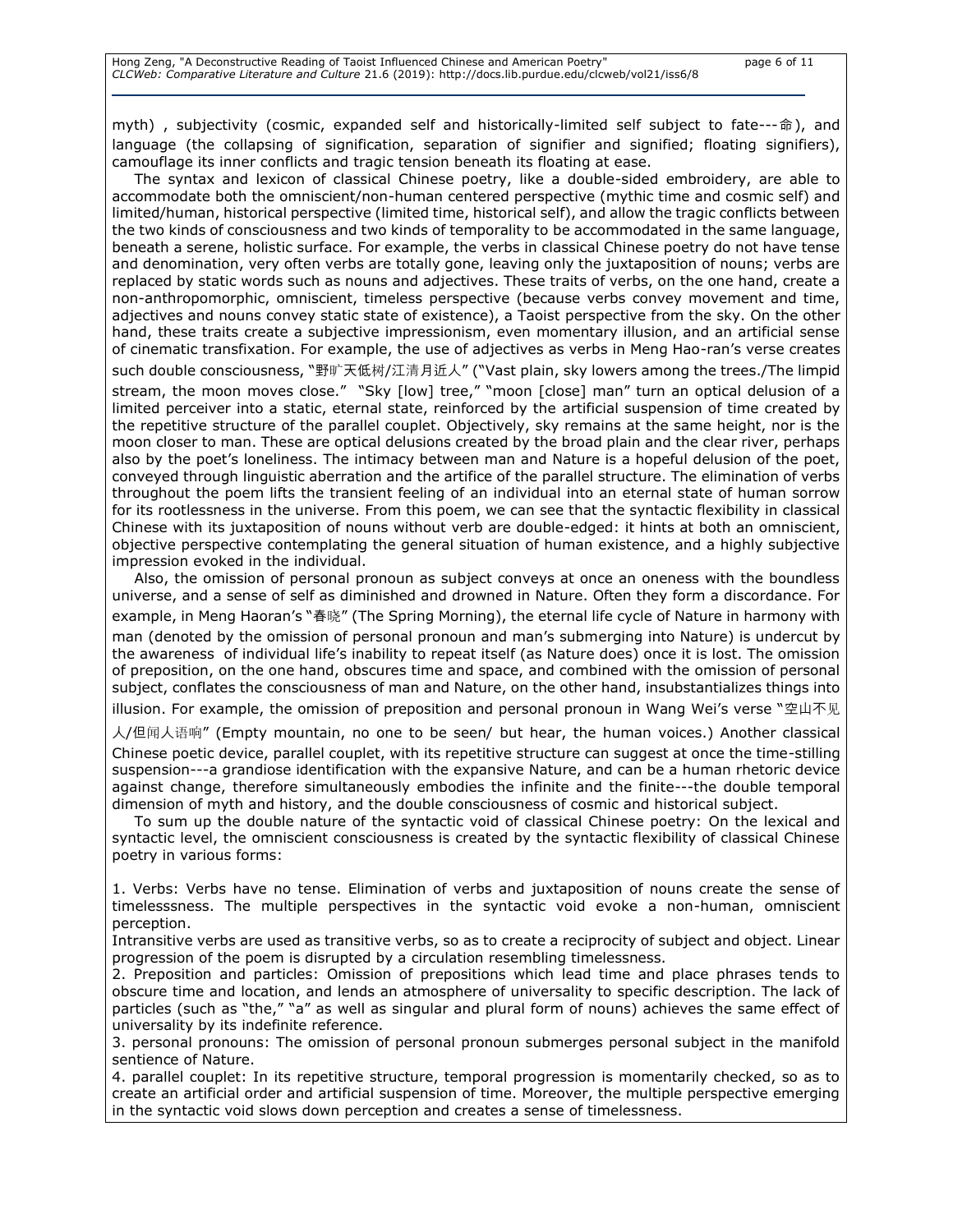myth) , subjectivity (cosmic, expanded self and historically-limited self subject to fate---命), and language (the collapsing of signification, separation of signifier and signified; floating signifiers), camouflage its inner conflicts and tragic tension beneath its floating at ease.

The syntax and lexicon of classical Chinese poetry, like a double-sided embroidery, are able to accommodate both the omniscient/non-human centered perspective (mythic time and cosmic self) and limited/human, historical perspective (limited time, historical self), and allow the tragic conflicts between the two kinds of consciousness and two kinds of temporality to be accommodated in the same language, beneath a serene, holistic surface. For example, the verbs in classical Chinese poetry do not have tense and denomination, very often verbs are totally gone, leaving only the juxtaposition of nouns; verbs are replaced by static words such as nouns and adjectives. These traits of verbs, on the one hand, create a non-anthropomorphic, omniscient, timeless perspective (because verbs convey movement and time, adjectives and nouns convey static state of existence), a Taoist perspective from the sky. On the other hand, these traits create a subjective impressionism, even momentary illusion, and an artificial sense of cinematic transfixation. For example, the use of adjectives as verbs in Meng Hao-ran's verse creates such double consciousness, "野旷天低树/江清月近人" ("Vast plain, sky lowers among the trees./The limpid stream, the moon moves close." "Sky [low] tree," "moon [close] man" turn an optical delusion of a limited perceiver into a static, eternal state, reinforced by the artificial suspension of time created by the repetitive structure of the parallel couplet. Objectively, sky remains at the same height, nor is the moon closer to man. These are optical delusions created by the broad plain and the clear river, perhaps also by the poet's loneliness. The intimacy between man and Nature is a hopeful delusion of the poet, conveyed through linguistic aberration and the artifice of the parallel structure. The elimination of verbs throughout the poem lifts the transient feeling of an individual into an eternal state of human sorrow for its rootlessness in the universe. From this poem, we can see that the syntactic flexibility in classical Chinese with its juxtaposition of nouns without verb are double-edged: it hints at both an omniscient, objective perspective contemplating the general situation of human existence, and a highly subjective impression evoked in the individual.

Also, the omission of personal pronoun as subject conveys at once an oneness with the boundless universe, and a sense of self as diminished and drowned in Nature. Often they form a discordance. For example, in Meng Haoran's "春晓" (The Spring Morning), the eternal life cycle of Nature in harmony with man (denoted by the omission of personal pronoun and man's submerging into Nature) is undercut by the awareness of individual life's inability to repeat itself (as Nature does) once it is lost. The omission of preposition, on the one hand, obscures time and space, and combined with the omission of personal subject, conflates the consciousness of man and Nature, on the other hand, insubstantializes things into illusion. For example, the omission of preposition and personal pronoun in Wang Wei's verse "空山不见人/但闻人语响" (Empty mountain, no one to be seen/ but hear, the human voices.) Another classical Chinese poetic device, parallel couplet, with its repetitive structure can suggest at once the time-stilling suspension---a grandiose identification with the expansive Nature, and can be a human rhetoric device against change, therefore simultaneously embodies the infinite and the finite---the double temporal dimension of myth and history, and the double consciousness of cosmic and historical subject.

To sum up the double nature of the syntactic void of classical Chinese poetry: On the lexical and syntactic level, the omniscient consciousness is created by the syntactic flexibility of classical Chinese poetry in various forms:

1. Verbs: Verbs have no tense. Elimination of verbs and juxtaposition of nouns create the sense of timelesssness. The multiple perspectives in the syntactic void evoke a non-human, omniscient perception.
Intransitive verbs are used as transitive verbs, so as to create a reciprocity of subject and object. Linear progression of the poem is disrupted by a circulation resembling timelessness.
2. Preposition and particles: Omission of prepositions which lead time and place phrases tends to obscure time and location, and lends an atmosphere of universality to specific description. The lack of particles (such as "the," "a" as well as singular and plural form of nouns) achieves the same effect of universality by its indefinite reference.
3. personal pronouns: The omission of personal pronoun submerges personal subject in the manifold sentience of Nature.
4. parallel couplet: In its repetitive structure, temporal progression is momentarily checked, so as to create an artificial order and artificial suspension of time. Moreover, the multiple perspective emerging in the syntactic void slows down perception and creates a sense of timelessness.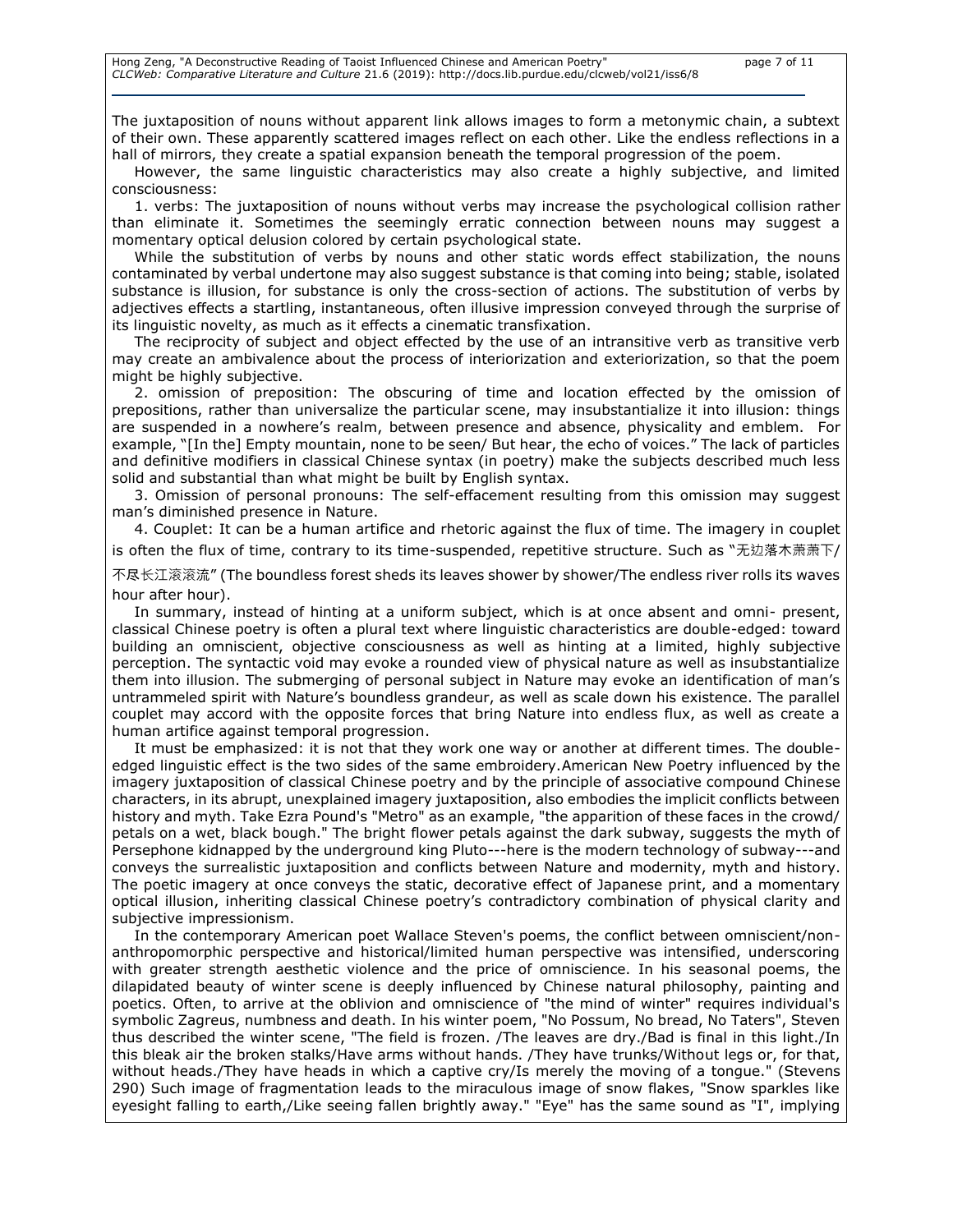The juxtaposition of nouns without apparent link allows images to form a metonymic chain, a subtext of their own. These apparently scattered images reflect on each other. Like the endless reflections in a hall of mirrors, they create a spatial expansion beneath the temporal progression of the poem.

However, the same linguistic characteristics may also create a highly subjective, and limited consciousness:

1. verbs: The juxtaposition of nouns without verbs may increase the psychological collision rather than eliminate it. Sometimes the seemingly erratic connection between nouns may suggest a momentary optical delusion colored by certain psychological state.

While the substitution of verbs by nouns and other static words effect stabilization, the nouns contaminated by verbal undertone may also suggest substance is that coming into being; stable, isolated substance is illusion, for substance is only the cross-section of actions. The substitution of verbs by adjectives effects a startling, instantaneous, often illusive impression conveyed through the surprise of its linguistic novelty, as much as it effects a cinematic transfixation.

The reciprocity of subject and object effected by the use of an intransitive verb as transitive verb may create an ambivalence about the process of interiorization and exteriorization, so that the poem might be highly subjective.

2. omission of preposition: The obscuring of time and location effected by the omission of prepositions, rather than universalize the particular scene, may insubstantialize it into illusion: things are suspended in a nowhere's realm, between presence and absence, physicality and emblem. For example, "[In the] Empty mountain, none to be seen/ But hear, the echo of voices." The lack of particles and definitive modifiers in classical Chinese syntax (in poetry) make the subjects described much less solid and substantial than what might be built by English syntax.

3. Omission of personal pronouns: The self-effacement resulting from this omission may suggest man's diminished presence in Nature.

4. Couplet: It can be a human artifice and rhetoric against the flux of time. The imagery in couplet is often the flux of time, contrary to its time-suspended, repetitive structure. Such as "无边落木萧萧下/不尽长江滚滚流" (The boundless forest sheds its leaves shower by shower/The endless river rolls its waves hour after hour).

In summary, instead of hinting at a uniform subject, which is at once absent and omni- present, classical Chinese poetry is often a plural text where linguistic characteristics are double-edged: toward building an omniscient, objective consciousness as well as hinting at a limited, highly subjective perception. The syntactic void may evoke a rounded view of physical nature as well as insubstantialize them into illusion. The submerging of personal subject in Nature may evoke an identification of man's untrammeled spirit with Nature's boundless grandeur, as well as scale down his existence. The parallel couplet may accord with the opposite forces that bring Nature into endless flux, as well as create a human artifice against temporal progression.

It must be emphasized: it is not that they work one way or another at different times. The double-edged linguistic effect is the two sides of the same embroidery.American New Poetry influenced by the imagery juxtaposition of classical Chinese poetry and by the principle of associative compound Chinese characters, in its abrupt, unexplained imagery juxtaposition, also embodies the implicit conflicts between history and myth. Take Ezra Pound's "Metro" as an example, "the apparition of these faces in the crowd/ petals on a wet, black bough." The bright flower petals against the dark subway, suggests the myth of Persephone kidnapped by the underground king Pluto---here is the modern technology of subway---and conveys the surrealistic juxtaposition and conflicts between Nature and modernity, myth and history. The poetic imagery at once conveys the static, decorative effect of Japanese print, and a momentary optical illusion, inheriting classical Chinese poetry's contradictory combination of physical clarity and subjective impressionism.

In the contemporary American poet Wallace Steven's poems, the conflict between omniscient/non-anthropomorphic perspective and historical/limited human perspective was intensified, underscoring with greater strength aesthetic violence and the price of omniscience. In his seasonal poems, the dilapidated beauty of winter scene is deeply influenced by Chinese natural philosophy, painting and poetics. Often, to arrive at the oblivion and omniscience of "the mind of winter" requires individual's symbolic Zagreus, numbness and death. In his winter poem, "No Possum, No bread, No Taters", Steven thus described the winter scene, "The field is frozen. /The leaves are dry./Bad is final in this light./In this bleak air the broken stalks/Have arms without hands. /They have trunks/Without legs or, for that, without heads./They have heads in which a captive cry/Is merely the moving of a tongue." (Stevens 290) Such image of fragmentation leads to the miraculous image of snow flakes, "Snow sparkles like eyesight falling to earth,/Like seeing fallen brightly away." "Eye" has the same sound as "I", implying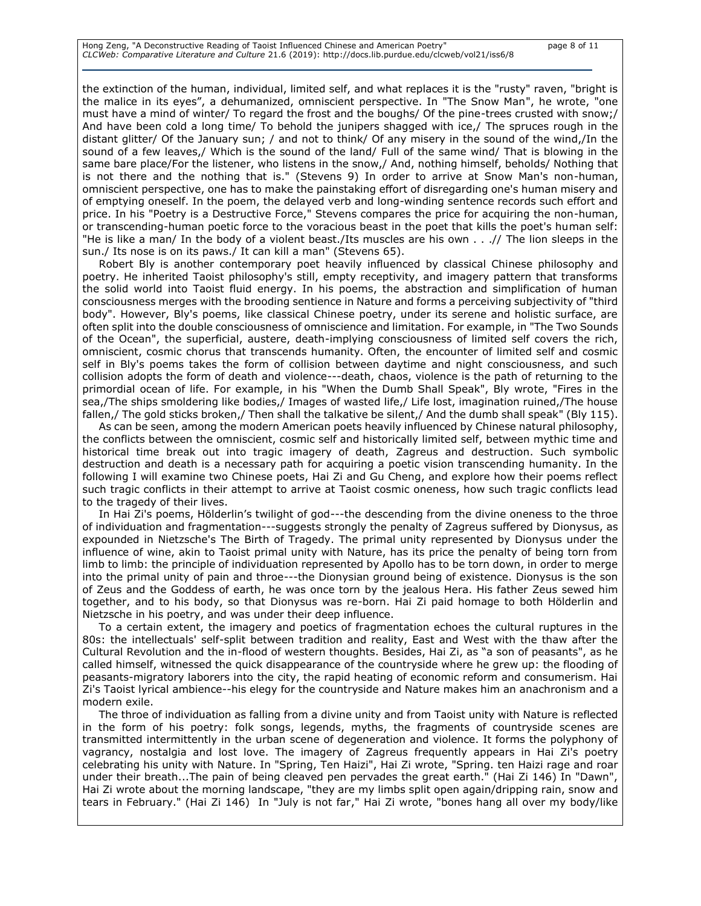the extinction of the human, individual, limited self, and what replaces it is the "rusty" raven, "bright is the malice in its eyes", a dehumanized, omniscient perspective. In "The Snow Man", he wrote, "one must have a mind of winter/ To regard the frost and the boughs/ Of the pine-trees crusted with snow;/ And have been cold a long time/ To behold the junipers shagged with ice,/ The spruces rough in the distant glitter/ Of the January sun; / and not to think/ Of any misery in the sound of the wind,/In the sound of a few leaves,/ Which is the sound of the land/ Full of the same wind/ That is blowing in the same bare place/For the listener, who listens in the snow,/ And, nothing himself, beholds/ Nothing that is not there and the nothing that is." (Stevens 9) In order to arrive at Snow Man's non-human, omniscient perspective, one has to make the painstaking effort of disregarding one's human misery and of emptying oneself. In the poem, the delayed verb and long-winding sentence records such effort and price. In his "Poetry is a Destructive Force," Stevens compares the price for acquiring the non-human, or transcending-human poetic force to the voracious beast in the poet that kills the poet's human self: "He is like a man/ In the body of a violent beast./Its muscles are his own . . .// The lion sleeps in the sun./ Its nose is on its paws./ It can kill a man" (Stevens 65).

Robert Bly is another contemporary poet heavily influenced by classical Chinese philosophy and poetry. He inherited Taoist philosophy's still, empty receptivity, and imagery pattern that transforms the solid world into Taoist fluid energy. In his poems, the abstraction and simplification of human consciousness merges with the brooding sentience in Nature and forms a perceiving subjectivity of "third body". However, Bly's poems, like classical Chinese poetry, under its serene and holistic surface, are often split into the double consciousness of omniscience and limitation. For example, in "The Two Sounds of the Ocean", the superficial, austere, death-implying consciousness of limited self covers the rich, omniscient, cosmic chorus that transcends humanity. Often, the encounter of limited self and cosmic self in Bly's poems takes the form of collision between daytime and night consciousness, and such collision adopts the form of death and violence---death, chaos, violence is the path of returning to the primordial ocean of life. For example, in his "When the Dumb Shall Speak", Bly wrote, "Fires in the sea,/The ships smoldering like bodies,/ Images of wasted life,/ Life lost, imagination ruined,/The house fallen,/ The gold sticks broken,/ Then shall the talkative be silent,/ And the dumb shall speak" (Bly 115).

As can be seen, among the modern American poets heavily influenced by Chinese natural philosophy, the conflicts between the omniscient, cosmic self and historically limited self, between mythic time and historical time break out into tragic imagery of death, Zagreus and destruction. Such symbolic destruction and death is a necessary path for acquiring a poetic vision transcending humanity. In the following I will examine two Chinese poets, Hai Zi and Gu Cheng, and explore how their poems reflect such tragic conflicts in their attempt to arrive at Taoist cosmic oneness, how such tragic conflicts lead to the tragedy of their lives.

In Hai Zi's poems, Hölderlin's twilight of god---the descending from the divine oneness to the throe of individuation and fragmentation---suggests strongly the penalty of Zagreus suffered by Dionysus, as expounded in Nietzsche's The Birth of Tragedy. The primal unity represented by Dionysus under the influence of wine, akin to Taoist primal unity with Nature, has its price the penalty of being torn from limb to limb: the principle of individuation represented by Apollo has to be torn down, in order to merge into the primal unity of pain and throe---the Dionysian ground being of existence. Dionysus is the son of Zeus and the Goddess of earth, he was once torn by the jealous Hera. His father Zeus sewed him together, and to his body, so that Dionysus was re-born. Hai Zi paid homage to both Hölderlin and Nietzsche in his poetry, and was under their deep influence.

To a certain extent, the imagery and poetics of fragmentation echoes the cultural ruptures in the 80s: the intellectuals' self-split between tradition and reality, East and West with the thaw after the Cultural Revolution and the in-flood of western thoughts. Besides, Hai Zi, as "a son of peasants", as he called himself, witnessed the quick disappearance of the countryside where he grew up: the flooding of peasants-migratory laborers into the city, the rapid heating of economic reform and consumerism. Hai Zi's Taoist lyrical ambience--his elegy for the countryside and Nature makes him an anachronism and a modern exile.

The throe of individuation as falling from a divine unity and from Taoist unity with Nature is reflected in the form of his poetry: folk songs, legends, myths, the fragments of countryside scenes are transmitted intermittently in the urban scene of degeneration and violence. It forms the polyphony of vagrancy, nostalgia and lost love. The imagery of Zagreus frequently appears in Hai Zi's poetry celebrating his unity with Nature. In "Spring, Ten Haizi", Hai Zi wrote, "Spring. ten Haizi rage and roar under their breath...The pain of being cleaved pen pervades the great earth." (Hai Zi 146) In "Dawn", Hai Zi wrote about the morning landscape, "they are my limbs split open again/dripping rain, snow and tears in February." (Hai Zi 146) In "July is not far," Hai Zi wrote, "bones hang all over my body/like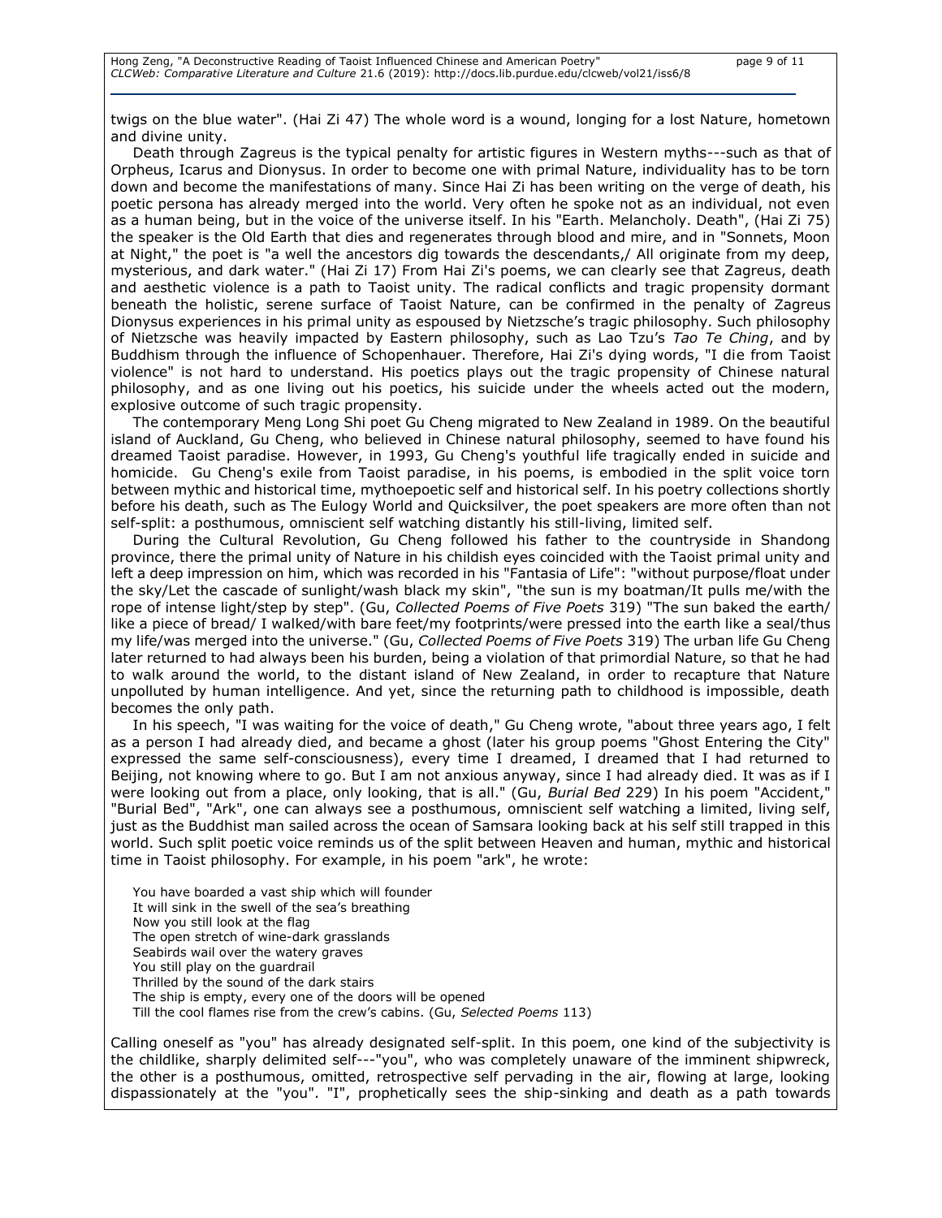twigs on the blue water". (Hai Zi 47) The whole word is a wound, longing for a lost Nature, hometown and divine unity.

Death through Zagreus is the typical penalty for artistic figures in Western myths---such as that of Orpheus, Icarus and Dionysus. In order to become one with primal Nature, individuality has to be torn down and become the manifestations of many. Since Hai Zi has been writing on the verge of death, his poetic persona has already merged into the world. Very often he spoke not as an individual, not even as a human being, but in the voice of the universe itself. In his "Earth. Melancholy. Death", (Hai Zi 75) the speaker is the Old Earth that dies and regenerates through blood and mire, and in "Sonnets, Moon at Night," the poet is "a well the ancestors dig towards the descendants,/ All originate from my deep, mysterious, and dark water." (Hai Zi 17) From Hai Zi's poems, we can clearly see that Zagreus, death and aesthetic violence is a path to Taoist unity. The radical conflicts and tragic propensity dormant beneath the holistic, serene surface of Taoist Nature, can be confirmed in the penalty of Zagreus Dionysus experiences in his primal unity as espoused by Nietzsche's tragic philosophy. Such philosophy of Nietzsche was heavily impacted by Eastern philosophy, such as Lao Tzu's *Tao Te Ching*, and by Buddhism through the influence of Schopenhauer. Therefore, Hai Zi's dying words, "I die from Taoist violence" is not hard to understand. His poetics plays out the tragic propensity of Chinese natural philosophy, and as one living out his poetics, his suicide under the wheels acted out the modern, explosive outcome of such tragic propensity.

The contemporary Meng Long Shi poet Gu Cheng migrated to New Zealand in 1989. On the beautiful island of Auckland, Gu Cheng, who believed in Chinese natural philosophy, seemed to have found his dreamed Taoist paradise. However, in 1993, Gu Cheng's youthful life tragically ended in suicide and homicide. Gu Cheng's exile from Taoist paradise, in his poems, is embodied in the split voice torn between mythic and historical time, mythoepoetic self and historical self. In his poetry collections shortly before his death, such as The Eulogy World and Quicksilver, the poet speakers are more often than not self-split: a posthumous, omniscient self watching distantly his still-living, limited self.

During the Cultural Revolution, Gu Cheng followed his father to the countryside in Shandong province, there the primal unity of Nature in his childish eyes coincided with the Taoist primal unity and left a deep impression on him, which was recorded in his "Fantasia of Life": "without purpose/float under the sky/Let the cascade of sunlight/wash black my skin", "the sun is my boatman/It pulls me/with the rope of intense light/step by step". (Gu, *Collected Poems of Five Poets* 319) "The sun baked the earth/ like a piece of bread/ I walked/with bare feet/my footprints/were pressed into the earth like a seal/thus my life/was merged into the universe." (Gu, *Collected Poems of Five Poets* 319) The urban life Gu Cheng later returned to had always been his burden, being a violation of that primordial Nature, so that he had to walk around the world, to the distant island of New Zealand, in order to recapture that Nature unpolluted by human intelligence. And yet, since the returning path to childhood is impossible, death becomes the only path.

In his speech, "I was waiting for the voice of death," Gu Cheng wrote, "about three years ago, I felt as a person I had already died, and became a ghost (later his group poems "Ghost Entering the City" expressed the same self-consciousness), every time I dreamed, I dreamed that I had returned to Beijing, not knowing where to go. But I am not anxious anyway, since I had already died. It was as if I were looking out from a place, only looking, that is all." (Gu, *Burial Bed* 229) In his poem "Accident," "Burial Bed", "Ark", one can always see a posthumous, omniscient self watching a limited, living self, just as the Buddhist man sailed across the ocean of Samsara looking back at his self still trapped in this world. Such split poetic voice reminds us of the split between Heaven and human, mythic and historical time in Taoist philosophy. For example, in his poem "ark", he wrote:

> You have boarded a vast ship which will founder
> It will sink in the swell of the sea's breathing
> Now you still look at the flag
> The open stretch of wine-dark grasslands
> Seabirds wail over the watery graves
> You still play on the guardrail
> Thrilled by the sound of the dark stairs
> The ship is empty, every one of the doors will be opened
> Till the cool flames rise from the crew's cabins. (Gu, *Selected Poems* 113)

Calling oneself as "you" has already designated self-split. In this poem, one kind of the subjectivity is the childlike, sharply delimited self---"you", who was completely unaware of the imminent shipwreck, the other is a posthumous, omitted, retrospective self pervading in the air, flowing at large, looking dispassionately at the "you". "I", prophetically sees the ship-sinking and death as a path towards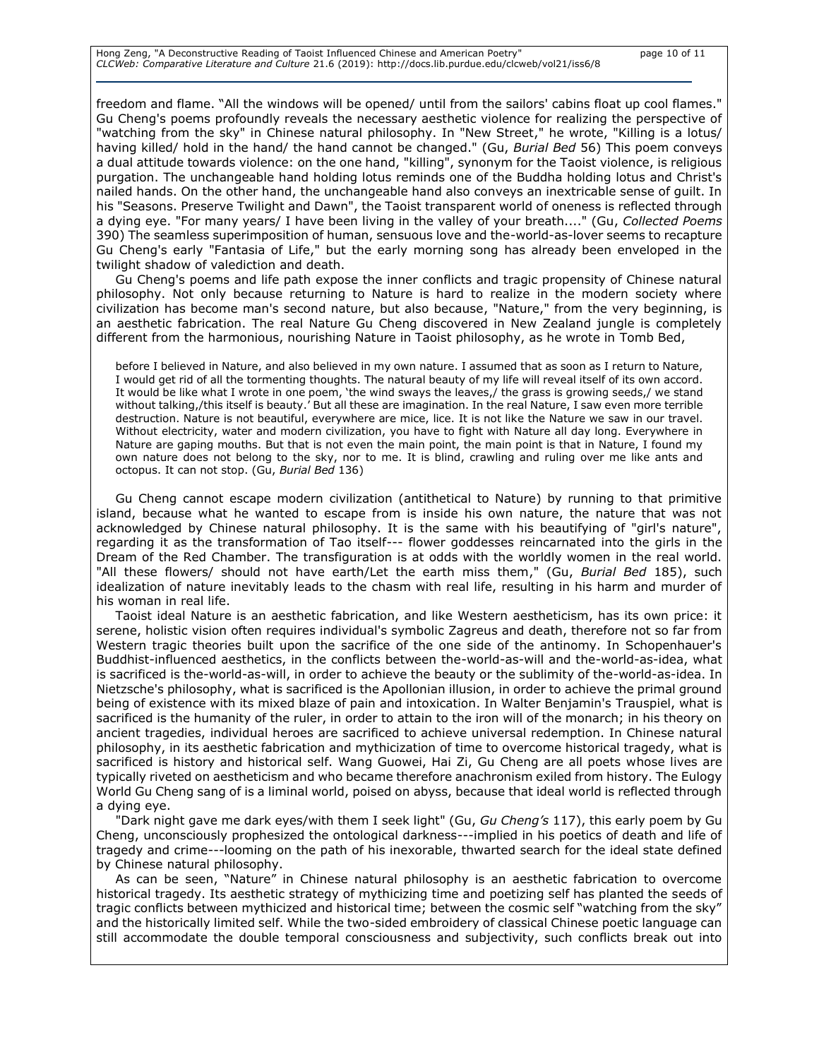freedom and flame. "All the windows will be opened/ until from the sailors' cabins float up cool flames." Gu Cheng's poems profoundly reveals the necessary aesthetic violence for realizing the perspective of "watching from the sky" in Chinese natural philosophy. In "New Street," he wrote, "Killing is a lotus/ having killed/ hold in the hand/ the hand cannot be changed." (Gu, *Burial Bed* 56) This poem conveys a dual attitude towards violence: on the one hand, "killing", synonym for the Taoist violence, is religious purgation. The unchangeable hand holding lotus reminds one of the Buddha holding lotus and Christ's nailed hands. On the other hand, the unchangeable hand also conveys an inextricable sense of guilt. In his "Seasons. Preserve Twilight and Dawn", the Taoist transparent world of oneness is reflected through a dying eye. "For many years/ I have been living in the valley of your breath...." (Gu, *Collected Poems* 390) The seamless superimposition of human, sensuous love and the-world-as-lover seems to recapture Gu Cheng's early "Fantasia of Life," but the early morning song has already been enveloped in the twilight shadow of valediction and death.

Gu Cheng's poems and life path expose the inner conflicts and tragic propensity of Chinese natural philosophy. Not only because returning to Nature is hard to realize in the modern society where civilization has become man's second nature, but also because, "Nature," from the very beginning, is an aesthetic fabrication. The real Nature Gu Cheng discovered in New Zealand jungle is completely different from the harmonious, nourishing Nature in Taoist philosophy, as he wrote in Tomb Bed,

> before I believed in Nature, and also believed in my own nature. I assumed that as soon as I return to Nature, I would get rid of all the tormenting thoughts. The natural beauty of my life will reveal itself of its own accord. It would be like what I wrote in one poem, 'the wind sways the leaves,/ the grass is growing seeds,/ we stand without talking,/this itself is beauty.' But all these are imagination. In the real Nature, I saw even more terrible destruction. Nature is not beautiful, everywhere are mice, lice. It is not like the Nature we saw in our travel. Without electricity, water and modern civilization, you have to fight with Nature all day long. Everywhere in Nature are gaping mouths. But that is not even the main point, the main point is that in Nature, I found my own nature does not belong to the sky, nor to me. It is blind, crawling and ruling over me like ants and octopus. It can not stop. (Gu, *Burial Bed* 136)

Gu Cheng cannot escape modern civilization (antithetical to Nature) by running to that primitive island, because what he wanted to escape from is inside his own nature, the nature that was not acknowledged by Chinese natural philosophy. It is the same with his beautifying of "girl's nature", regarding it as the transformation of Tao itself--- flower goddesses reincarnated into the girls in the Dream of the Red Chamber. The transfiguration is at odds with the worldly women in the real world. "All these flowers/ should not have earth/Let the earth miss them," (Gu, *Burial Bed* 185), such idealization of nature inevitably leads to the chasm with real life, resulting in his harm and murder of his woman in real life.

Taoist ideal Nature is an aesthetic fabrication, and like Western aestheticism, has its own price: it serene, holistic vision often requires individual's symbolic Zagreus and death, therefore not so far from Western tragic theories built upon the sacrifice of the one side of the antinomy. In Schopenhauer's Buddhist-influenced aesthetics, in the conflicts between the-world-as-will and the-world-as-idea, what is sacrificed is the-world-as-will, in order to achieve the beauty or the sublimity of the-world-as-idea. In Nietzsche's philosophy, what is sacrificed is the Apollonian illusion, in order to achieve the primal ground being of existence with its mixed blaze of pain and intoxication. In Walter Benjamin's Trauspiel, what is sacrificed is the humanity of the ruler, in order to attain to the iron will of the monarch; in his theory on ancient tragedies, individual heroes are sacrificed to achieve universal redemption. In Chinese natural philosophy, in its aesthetic fabrication and mythicization of time to overcome historical tragedy, what is sacrificed is history and historical self. Wang Guowei, Hai Zi, Gu Cheng are all poets whose lives are typically riveted on aestheticism and who became therefore anachronism exiled from history. The Eulogy World Gu Cheng sang of is a liminal world, poised on abyss, because that ideal world is reflected through a dying eye.

"Dark night gave me dark eyes/with them I seek light" (Gu, *Gu Cheng's* 117), this early poem by Gu Cheng, unconsciously prophesized the ontological darkness---implied in his poetics of death and life of tragedy and crime---looming on the path of his inexorable, thwarted search for the ideal state defined by Chinese natural philosophy.

As can be seen, "Nature" in Chinese natural philosophy is an aesthetic fabrication to overcome historical tragedy. Its aesthetic strategy of mythicizing time and poetizing self has planted the seeds of tragic conflicts between mythicized and historical time; between the cosmic self "watching from the sky" and the historically limited self. While the two-sided embroidery of classical Chinese poetic language can still accommodate the double temporal consciousness and subjectivity, such conflicts break out into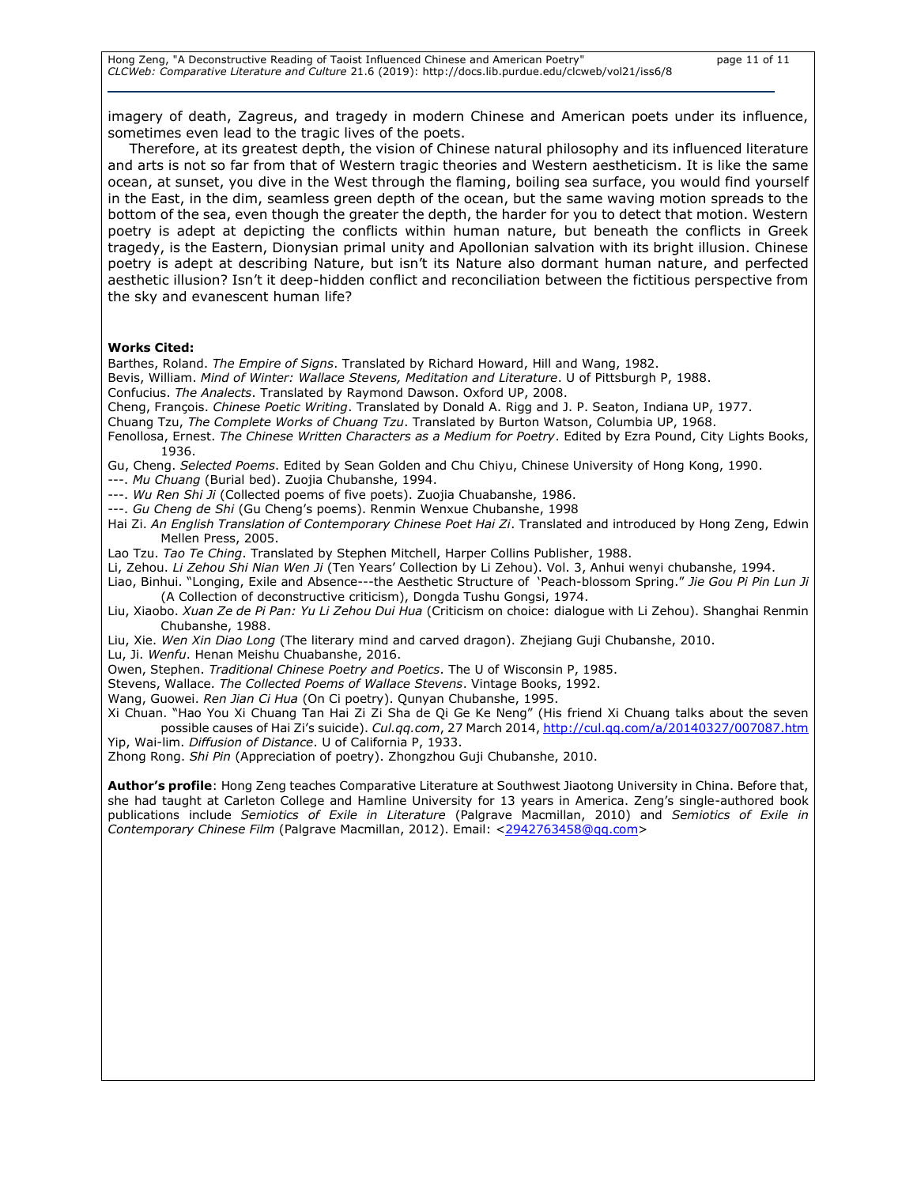imagery of death, Zagreus, and tragedy in modern Chinese and American poets under its influence, sometimes even lead to the tragic lives of the poets.

Therefore, at its greatest depth, the vision of Chinese natural philosophy and its influenced literature and arts is not so far from that of Western tragic theories and Western aestheticism. It is like the same ocean, at sunset, you dive in the West through the flaming, boiling sea surface, you would find yourself in the East, in the dim, seamless green depth of the ocean, but the same waving motion spreads to the bottom of the sea, even though the greater the depth, the harder for you to detect that motion. Western poetry is adept at depicting the conflicts within human nature, but beneath the conflicts in Greek tragedy, is the Eastern, Dionysian primal unity and Apollonian salvation with its bright illusion. Chinese poetry is adept at describing Nature, but isn't its Nature also dormant human nature, and perfected aesthetic illusion? Isn't it deep-hidden conflict and reconciliation between the fictitious perspective from the sky and evanescent human life?

**Works Cited:**

Barthes, Roland. *The Empire of Signs*. Translated by Richard Howard, Hill and Wang, 1982.

Bevis, William. *Mind of Winter: Wallace Stevens, Meditation and Literature*. U of Pittsburgh P, 1988.

Confucius. *The Analects*. Translated by Raymond Dawson. Oxford UP, 2008.

Cheng, François. *Chinese Poetic Writing*. Translated by Donald A. Rigg and J. P. Seaton, Indiana UP, 1977.

Chuang Tzu, *The Complete Works of Chuang Tzu*. Translated by Burton Watson, Columbia UP, 1968.

Fenollosa, Ernest. *The Chinese Written Characters as a Medium for Poetry*. Edited by Ezra Pound, City Lights Books, 1936.

Gu, Cheng. *Selected Poems*. Edited by Sean Golden and Chu Chiyu, Chinese University of Hong Kong, 1990.

---. *Mu Chuang* (Burial bed). Zuojia Chubanshe, 1994.

---. *Wu Ren Shi Ji* (Collected poems of five poets). Zuojia Chuabanshe, 1986.

---. *Gu Cheng de Shi* (Gu Cheng's poems). Renmin Wenxue Chubanshe, 1998

Hai Zi. *An English Translation of Contemporary Chinese Poet Hai Zi*. Translated and introduced by Hong Zeng, Edwin Mellen Press, 2005.

Lao Tzu. *Tao Te Ching*. Translated by Stephen Mitchell, Harper Collins Publisher, 1988.

Li, Zehou. *Li Zehou Shi Nian Wen Ji* (Ten Years' Collection by Li Zehou). Vol. 3, Anhui wenyi chubanshe, 1994.

Liao, Binhui. "Longing, Exile and Absence---the Aesthetic Structure of 'Peach-blossom Spring." *Jie Gou Pi Pin Lun Ji* (A Collection of deconstructive criticism), Dongda Tushu Gongsi, 1974.

Liu, Xiaobo. *Xuan Ze de Pi Pan: Yu Li Zehou Dui Hua* (Criticism on choice: dialogue with Li Zehou). Shanghai Renmin Chubanshe, 1988.

Liu, Xie. *Wen Xin Diao Long* (The literary mind and carved dragon). Zhejiang Guji Chubanshe, 2010.

Lu, Ji. *Wenfu*. Henan Meishu Chuabanshe, 2016.

Owen, Stephen. *Traditional Chinese Poetry and Poetics*. The U of Wisconsin P, 1985.

Stevens, Wallace. *The Collected Poems of Wallace Stevens*. Vintage Books, 1992.

Wang, Guowei. *Ren Jian Ci Hua* (On Ci poetry). Qunyan Chubanshe, 1995.

Xi Chuan. "Hao You Xi Chuang Tan Hai Zi Zi Sha de Qi Ge Ke Neng" (His friend Xi Chuang talks about the seven possible causes of Hai Zi's suicide). *Cul.qq.com*, 27 March 2014, http://cul.qq.com/a/20140327/007087.htm

Yip, Wai-lim. *Diffusion of Distance*. U of California P, 1933.

Zhong Rong. *Shi Pin* (Appreciation of poetry). Zhongzhou Guji Chubanshe, 2010.

**Author's profile**: Hong Zeng teaches Comparative Literature at Southwest Jiaotong University in China. Before that, she had taught at Carleton College and Hamline University for 13 years in America. Zeng's single-authored book publications include *Semiotics of Exile in Literature* (Palgrave Macmillan, 2010) and *Semiotics of Exile in Contemporary Chinese Film* (Palgrave Macmillan, 2012). Email: <2942763458@qq.com>